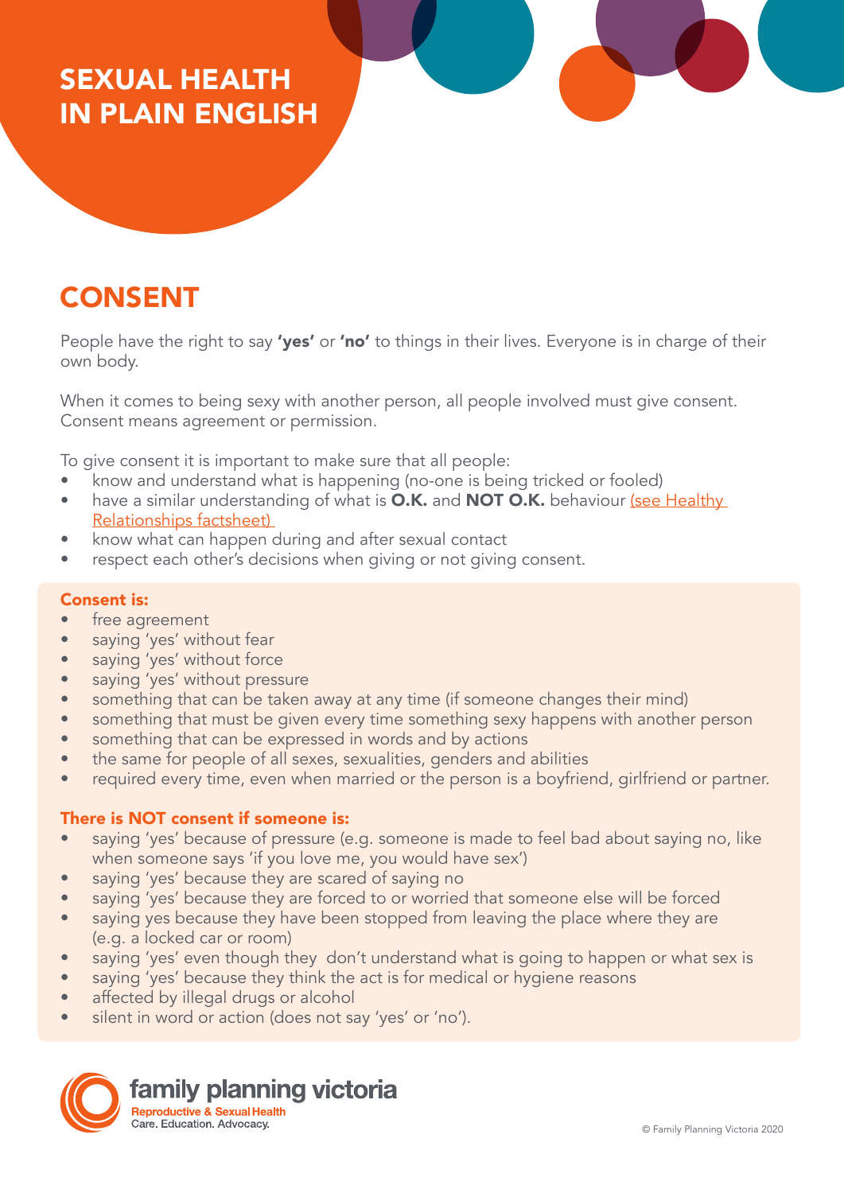# SEXUAL HEALTH IN PLAIN ENGLISH

## CONSENT

People have the right to say **'yes'** or **'no'** to things in their lives. Everyone is in charge of their own body.

When it comes to being sexy with another person, all people involved must give consent. Consent means agreement or permission.

To give consent it is important to make sure that all people:

- know and understand what is happening (no-one is being tricked or fooled)
- have a similar understanding of what is **O.K.** and **NOT O.K.** behaviour (see Healthy Relationships factsheet)
- know what can happen during and after sexual contact
- respect each other's decisions when giving or not giving consent.

**Consent is:**

- free agreement
- saying 'yes' without fear
- saying 'yes' without force
- saying 'yes' without pressure
- something that can be taken away at any time (if someone changes their mind)
- something that must be given every time something sexy happens with another person
- something that can be expressed in words and by actions
- the same for people of all sexes, sexualities, genders and abilities
- required every time, even when married or the person is a boyfriend, girlfriend or partner.

**There is NOT consent if someone is:**

- saying 'yes' because of pressure (e.g. someone is made to feel bad about saying no, like when someone says 'if you love me, you would have sex')
- saying 'yes' because they are scared of saying no
- saying 'yes' because they are forced to or worried that someone else will be forced
- saying yes because they have been stopped from leaving the place where they are (e.g. a locked car or room)
- saying 'yes' even though they don't understand what is going to happen or what sex is
- saying 'yes' because they think the act is for medical or hygiene reasons
- affected by illegal drugs or alcohol
- silent in word or action (does not say 'yes' or 'no').

family planning victoria
Reproductive & Sexual Health
Care. Education. Advocacy.

© Family Planning Victoria 2020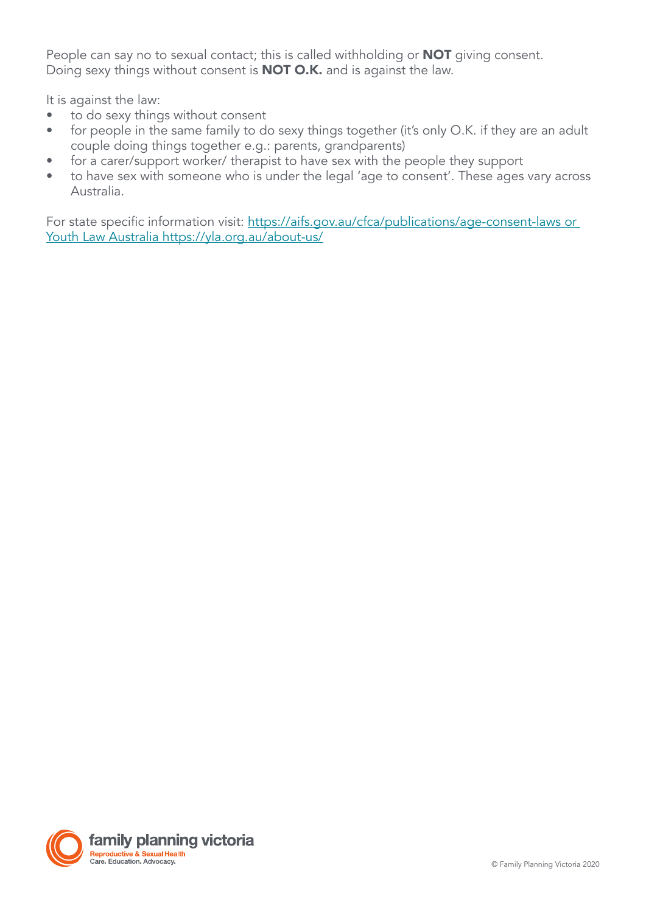People can say no to sexual contact; this is called withholding or **NOT** giving consent. Doing sexy things without consent is **NOT O.K.** and is against the law.

It is against the law:

- to do sexy things without consent
- for people in the same family to do sexy things together (it's only O.K. if they are an adult couple doing things together e.g.: parents, grandparents)
- for a carer/support worker/ therapist to have sex with the people they support
- to have sex with someone who is under the legal 'age to consent'. These ages vary across Australia.

For state specific information visit: https://aifs.gov.au/cfca/publications/age-consent-laws or Youth Law Australia https://yla.org.au/about-us/

family planning victoria
Reproductive & Sexual Health
Care. Education. Advocacy.

© Family Planning Victoria 2020